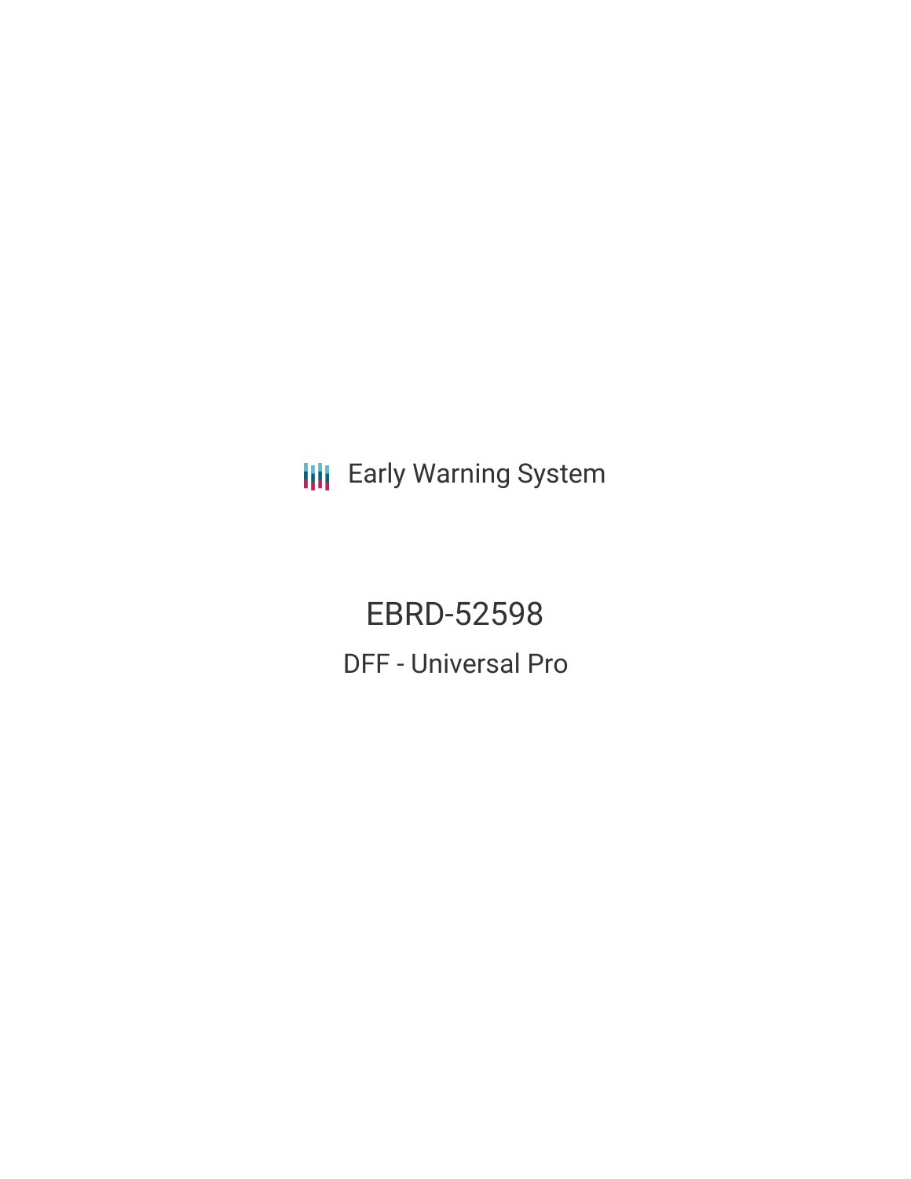Early Warning System

# EBRD-52598

## DFF - Universal Pro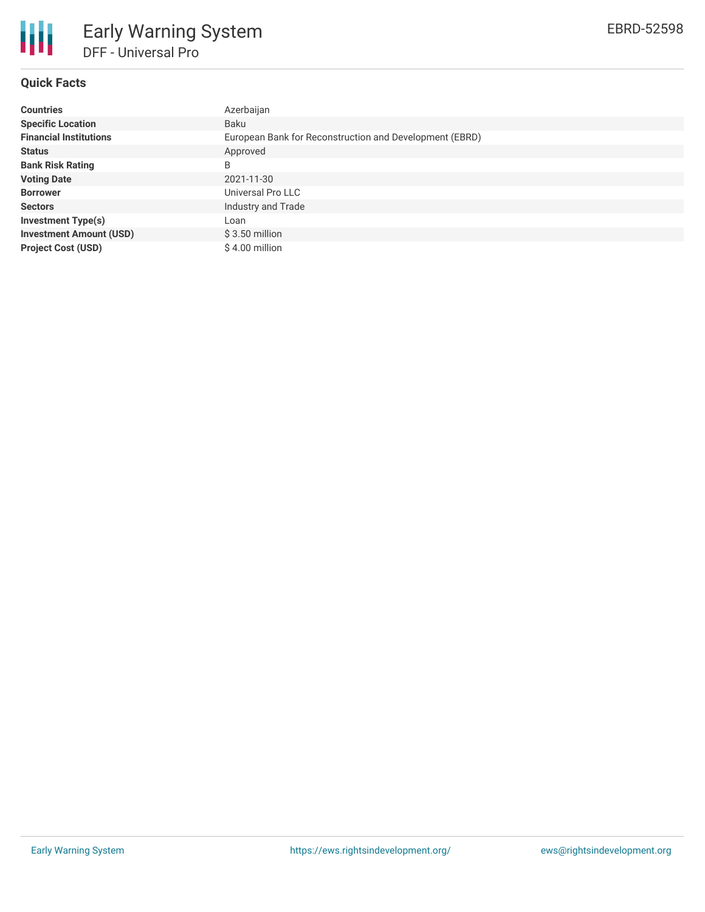# Early Warning System

## DFF - Universal Pro

EBRD-52598

### Quick Facts

| | |
|---|---|
| **Countries** | Azerbaijan |
| **Specific Location** | Baku |
| **Financial Institutions** | European Bank for Reconstruction and Development (EBRD) |
| **Status** | Approved |
| **Bank Risk Rating** | B |
| **Voting Date** | 2021-11-30 |
| **Borrower** | Universal Pro LLC |
| **Sectors** | Industry and Trade |
| **Investment Type(s)** | Loan |
| **Investment Amount (USD)** | $ 3.50 million |
| **Project Cost (USD)** | $ 4.00 million |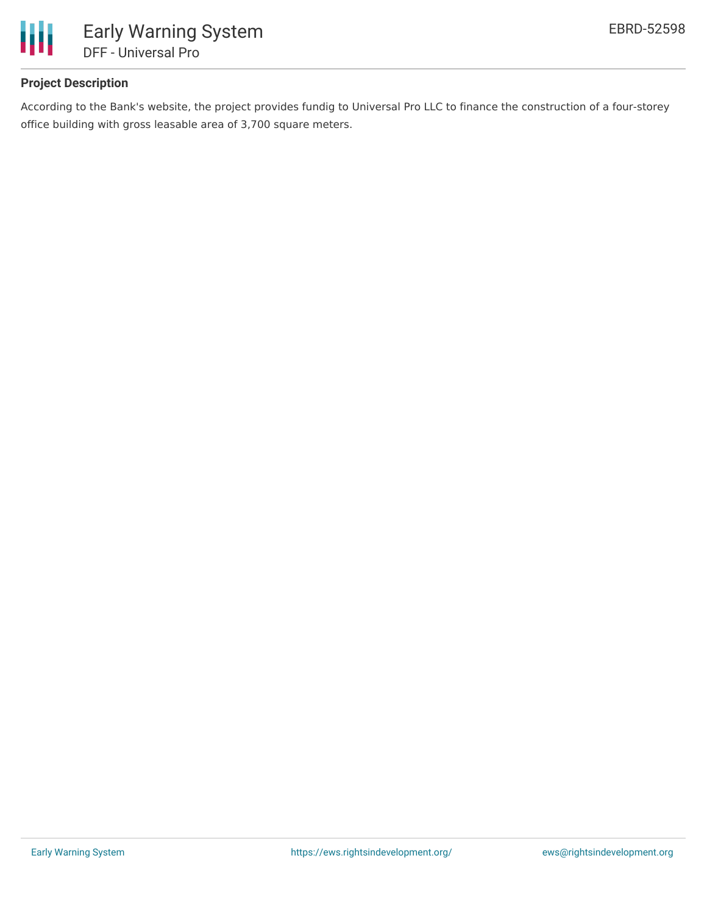## Project Description

According to the Bank's website, the project provides fundig to Universal Pro LLC to finance the construction of a four-storey office building with gross leasable area of 3,700 square meters.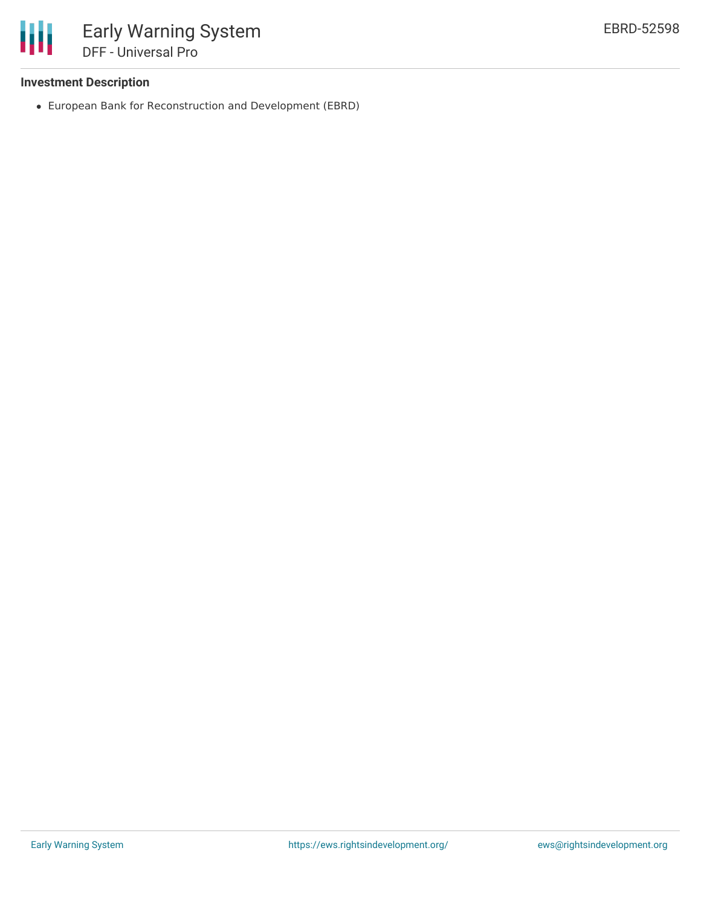**Investment Description**

- European Bank for Reconstruction and Development (EBRD)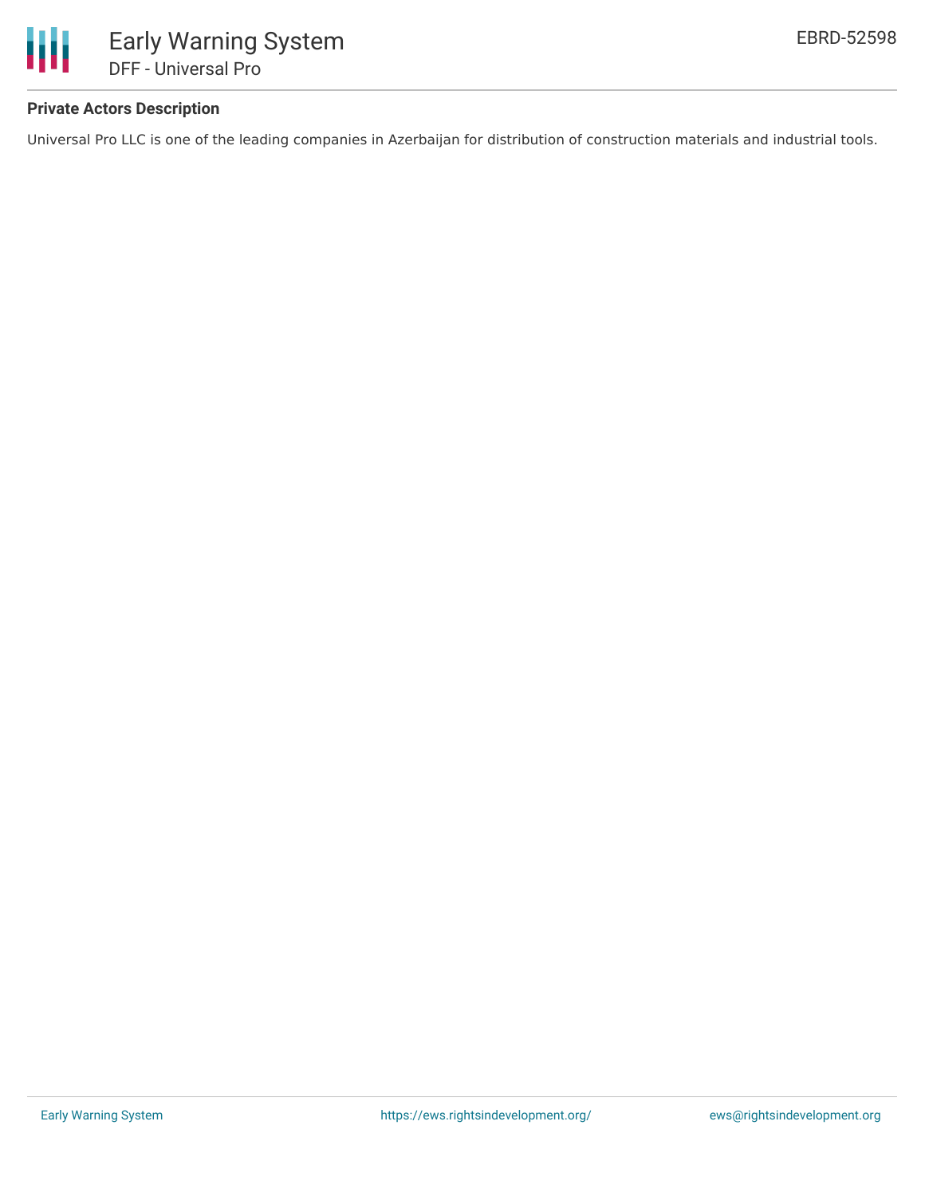### Private Actors Description

Universal Pro LLC is one of the leading companies in Azerbaijan for distribution of construction materials and industrial tools.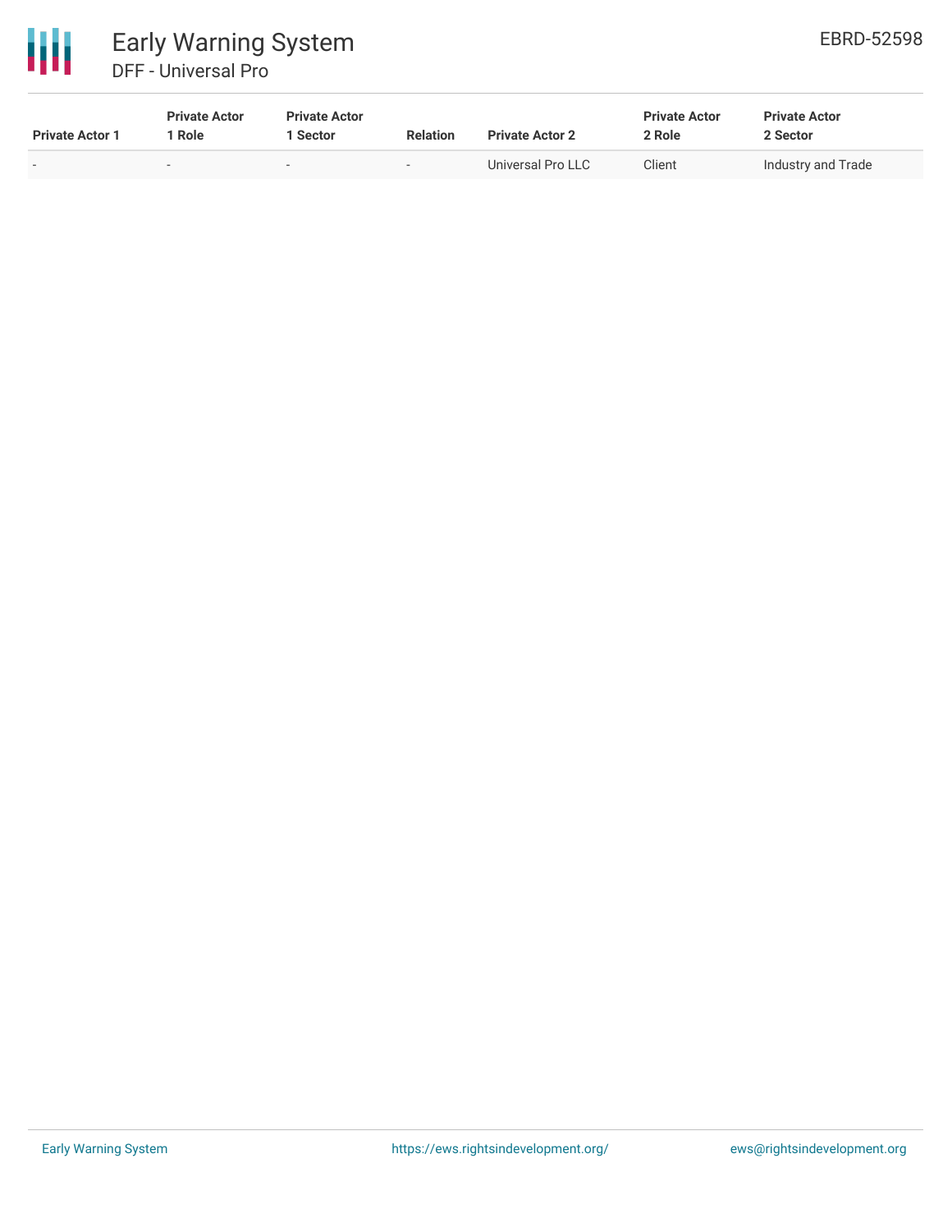| Private Actor 1 | Private Actor 1 Role | Private Actor 1 Sector | Relation | Private Actor 2 | Private Actor 2 Role | Private Actor 2 Sector |
| --- | --- | --- | --- | --- | --- | --- |
| - | - | - | - | Universal Pro LLC | Client | Industry and Trade |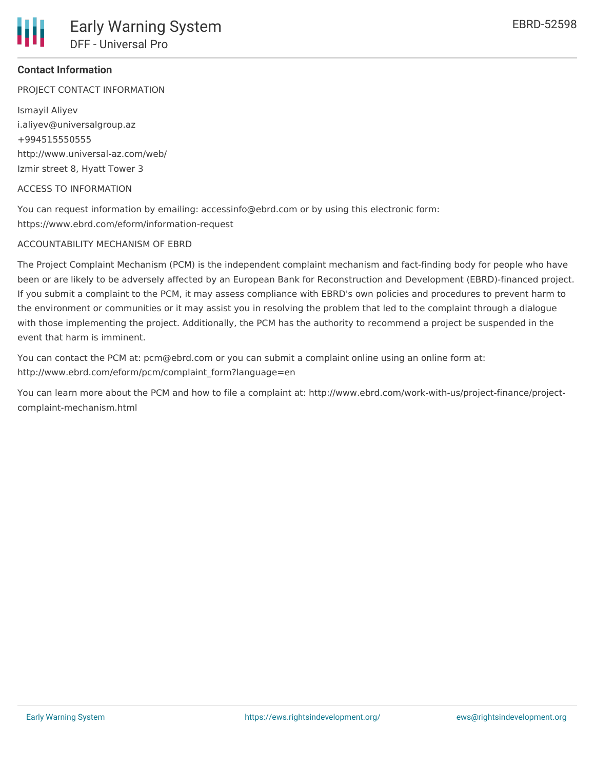## Contact Information

PROJECT CONTACT INFORMATION

Ismayil Aliyev
i.aliyev@universalgroup.az
+994515550555
http://www.universal-az.com/web/
Izmir street 8, Hyatt Tower 3

ACCESS TO INFORMATION

You can request information by emailing: accessinfo@ebrd.com or by using this electronic form: https://www.ebrd.com/eform/information-request

ACCOUNTABILITY MECHANISM OF EBRD

The Project Complaint Mechanism (PCM) is the independent complaint mechanism and fact-finding body for people who have been or are likely to be adversely affected by an European Bank for Reconstruction and Development (EBRD)-financed project. If you submit a complaint to the PCM, it may assess compliance with EBRD's own policies and procedures to prevent harm to the environment or communities or it may assist you in resolving the problem that led to the complaint through a dialogue with those implementing the project. Additionally, the PCM has the authority to recommend a project be suspended in the event that harm is imminent.

You can contact the PCM at: pcm@ebrd.com or you can submit a complaint online using an online form at: http://www.ebrd.com/eform/pcm/complaint_form?language=en

You can learn more about the PCM and how to file a complaint at: http://www.ebrd.com/work-with-us/project-finance/project-complaint-mechanism.html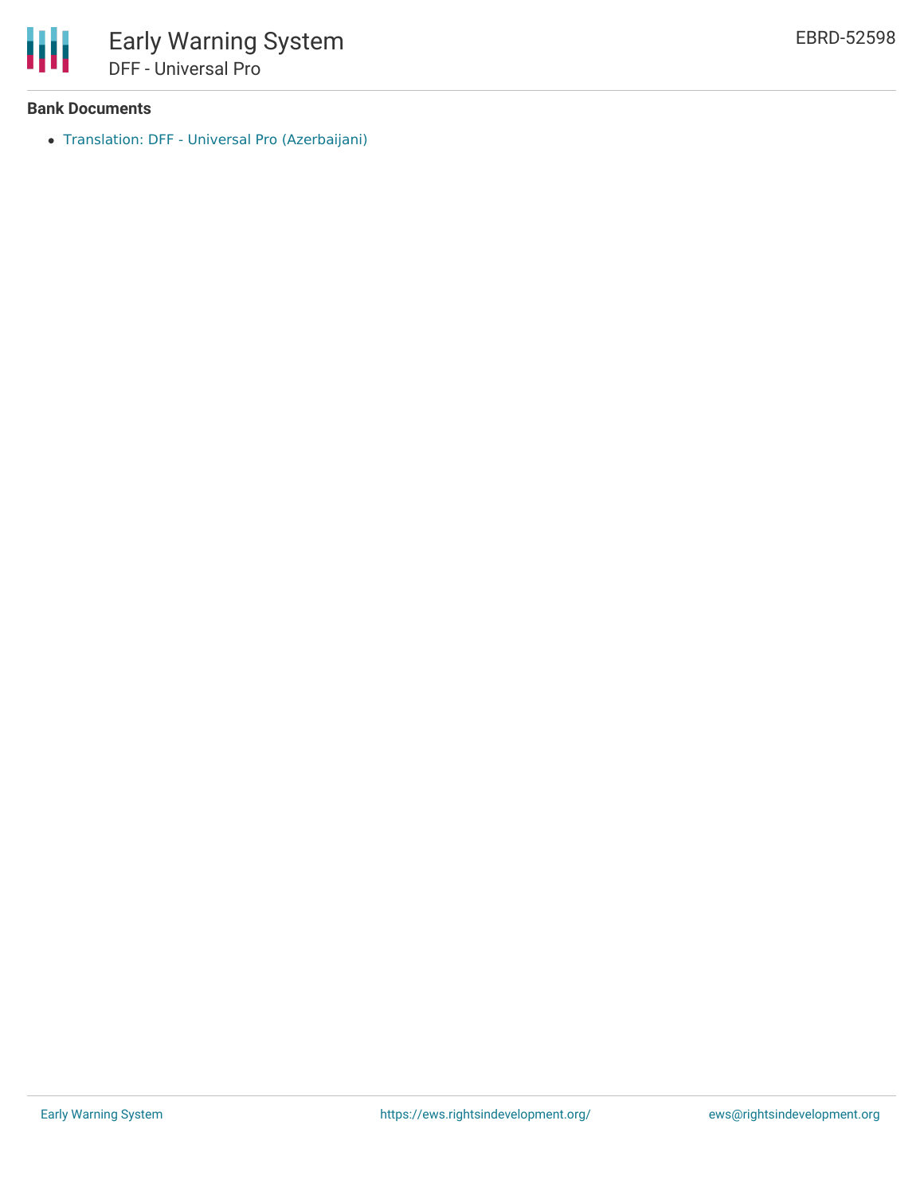**Bank Documents**

- Translation: DFF - Universal Pro (Azerbaijani)